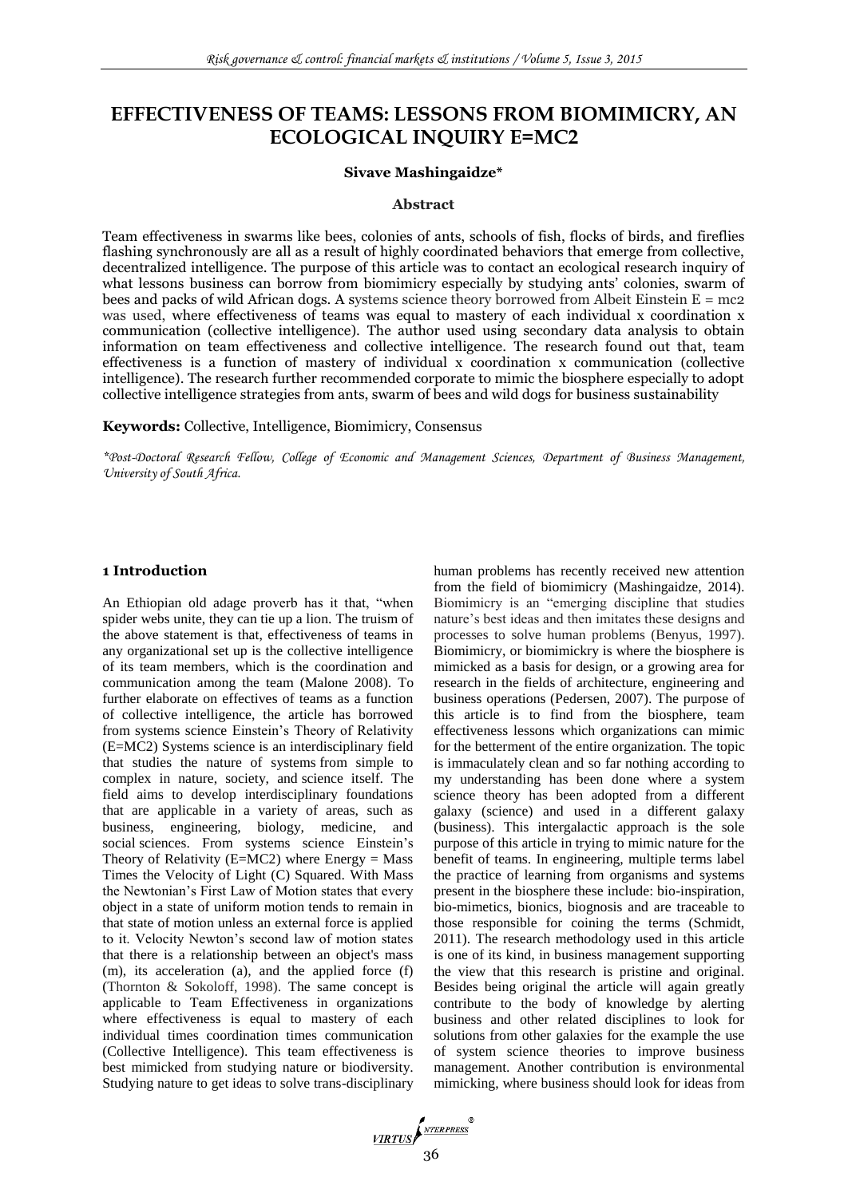# EFFECTIVENESS OF TEAMS: LESSONS FROM BIOMIMICRY, AN ECOLOGICAL INQUIRY E=MC2

**Sivave Mashingaidze***

**Abstract**

Team effectiveness in swarms like bees, colonies of ants, schools of fish, flocks of birds, and fireflies flashing synchronously are all as a result of highly coordinated behaviors that emerge from collective, decentralized intelligence. The purpose of this article was to contact an ecological research inquiry of what lessons business can borrow from biomimicry especially by studying ants' colonies, swarm of bees and packs of wild African dogs. A systems science theory borrowed from Albeit Einstein E = mc2 was used, where effectiveness of teams was equal to mastery of each individual x coordination x communication (collective intelligence). The author used using secondary data analysis to obtain information on team effectiveness and collective intelligence. The research found out that, team effectiveness is a function of mastery of individual x coordination x communication (collective intelligence). The research further recommended corporate to mimic the biosphere especially to adopt collective intelligence strategies from ants, swarm of bees and wild dogs for business sustainability

**Keywords:** Collective, Intelligence, Biomimicry, Consensus

*\*Post-Doctoral Research Fellow, College of Economic and Management Sciences, Department of Business Management, University of South Africa.*

## 1 Introduction

An Ethiopian old adage proverb has it that, "when spider webs unite, they can tie up a lion. The truism of the above statement is that, effectiveness of teams in any organizational set up is the collective intelligence of its team members, which is the coordination and communication among the team (Malone 2008). To further elaborate on effectives of teams as a function of collective intelligence, the article has borrowed from systems science Einstein's Theory of Relativity (E=MC2) Systems science is an interdisciplinary field that studies the nature of systems from simple to complex in nature, society, and science itself. The field aims to develop interdisciplinary foundations that are applicable in a variety of areas, such as business, engineering, biology, medicine, and social sciences. From systems science Einstein's Theory of Relativity (E=MC2) where Energy = Mass Times the Velocity of Light (C) Squared. With Mass the Newtonian's First Law of Motion states that every object in a state of uniform motion tends to remain in that state of motion unless an external force is applied to it. Velocity Newton's second law of motion states that there is a relationship between an object's mass (m), its acceleration (a), and the applied force (f) (Thornton & Sokoloff, 1998). The same concept is applicable to Team Effectiveness in organizations where effectiveness is equal to mastery of each individual times coordination times communication (Collective Intelligence). This team effectiveness is best mimicked from studying nature or biodiversity. Studying nature to get ideas to solve trans-disciplinary human problems has recently received new attention from the field of biomimicry (Mashingaidze, 2014). Biomimicry is an "emerging discipline that studies nature's best ideas and then imitates these designs and processes to solve human problems (Benyus, 1997). Biomimicry, or biomimickry is where the biosphere is mimicked as a basis for design, or a growing area for research in the fields of architecture, engineering and business operations (Pedersen, 2007). The purpose of this article is to find from the biosphere, team effectiveness lessons which organizations can mimic for the betterment of the entire organization. The topic is immaculately clean and so far nothing according to my understanding has been done where a system science theory has been adopted from a different galaxy (science) and used in a different galaxy (business). This intergalactic approach is the sole purpose of this article in trying to mimic nature for the benefit of teams. In engineering, multiple terms label the practice of learning from organisms and systems present in the biosphere these include: bio-inspiration, bio-mimetics, bionics, biognosis and are traceable to those responsible for coining the terms (Schmidt, 2011). The research methodology used in this article is one of its kind, in business management supporting the view that this research is pristine and original. Besides being original the article will again greatly contribute to the body of knowledge by alerting business and other related disciplines to look for solutions from other galaxies for the example the use of system science theories to improve business management. Another contribution is environmental mimicking, where business should look for ideas from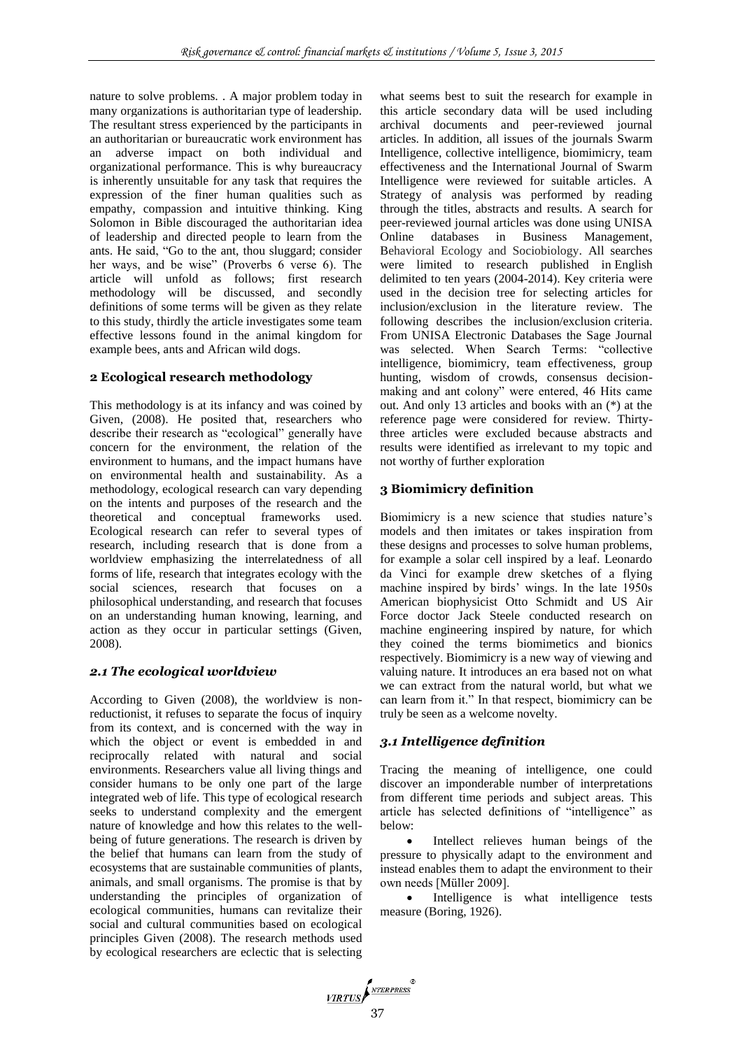nature to solve problems. . A major problem today in many organizations is authoritarian type of leadership. The resultant stress experienced by the participants in an authoritarian or bureaucratic work environment has an adverse impact on both individual and organizational performance. This is why bureaucracy is inherently unsuitable for any task that requires the expression of the finer human qualities such as empathy, compassion and intuitive thinking. King Solomon in Bible discouraged the authoritarian idea of leadership and directed people to learn from the ants. He said, "Go to the ant, thou sluggard; consider her ways, and be wise" (Proverbs 6 verse 6). The article will unfold as follows; first research methodology will be discussed, and secondly definitions of some terms will be given as they relate to this study, thirdly the article investigates some team effective lessons found in the animal kingdom for example bees, ants and African wild dogs.

## 2 Ecological research methodology

This methodology is at its infancy and was coined by Given, (2008). He posited that, researchers who describe their research as "ecological" generally have concern for the environment, the relation of the environment to humans, and the impact humans have on environmental health and sustainability. As a methodology, ecological research can vary depending on the intents and purposes of the research and the theoretical and conceptual frameworks used. Ecological research can refer to several types of research, including research that is done from a worldview emphasizing the interrelatedness of all forms of life, research that integrates ecology with the social sciences, research that focuses on a philosophical understanding, and research that focuses on an understanding human knowing, learning, and action as they occur in particular settings (Given, 2008).

### *2.1 The ecological worldview*

According to Given (2008), the worldview is non-reductionist, it refuses to separate the focus of inquiry from its context, and is concerned with the way in which the object or event is embedded in and reciprocally related with natural and social environments. Researchers value all living things and consider humans to be only one part of the large integrated web of life. This type of ecological research seeks to understand complexity and the emergent nature of knowledge and how this relates to the well-being of future generations. The research is driven by the belief that humans can learn from the study of ecosystems that are sustainable communities of plants, animals, and small organisms. The promise is that by understanding the principles of organization of ecological communities, humans can revitalize their social and cultural communities based on ecological principles Given (2008). The research methods used by ecological researchers are eclectic that is selecting what seems best to suit the research for example in this article secondary data will be used including archival documents and peer-reviewed journal articles. In addition, all issues of the journals Swarm Intelligence, collective intelligence, biomimicry, team effectiveness and the International Journal of Swarm Intelligence were reviewed for suitable articles. A Strategy of analysis was performed by reading through the titles, abstracts and results. A search for peer-reviewed journal articles was done using UNISA Online databases in Business Management, Behavioral Ecology and Sociobiology. All searches were limited to research published in English delimited to ten years (2004-2014). Key criteria were used in the decision tree for selecting articles for inclusion/exclusion in the literature review. The following describes the inclusion/exclusion criteria. From UNISA Electronic Databases the Sage Journal was selected. When Search Terms: "collective intelligence, biomimicry, team effectiveness, group hunting, wisdom of crowds, consensus decision-making and ant colony" were entered, 46 Hits came out. And only 13 articles and books with an (*) at the reference page were considered for review. Thirty-three articles were excluded because abstracts and results were identified as irrelevant to my topic and not worthy of further exploration

## 3 Biomimicry definition

Biomimicry is a new science that studies nature's models and then imitates or takes inspiration from these designs and processes to solve human problems, for example a solar cell inspired by a leaf. Leonardo da Vinci for example drew sketches of a flying machine inspired by birds' wings. In the late 1950s American biophysicist Otto Schmidt and US Air Force doctor Jack Steele conducted research on machine engineering inspired by nature, for which they coined the terms biomimetics and bionics respectively. Biomimicry is a new way of viewing and valuing nature. It introduces an era based not on what we can extract from the natural world, but what we can learn from it." In that respect, biomimicry can be truly be seen as a welcome novelty.

### *3.1 Intelligence definition*

Tracing the meaning of intelligence, one could discover an imponderable number of interpretations from different time periods and subject areas. This article has selected definitions of "intelligence" as below:

- Intellect relieves human beings of the pressure to physically adapt to the environment and instead enables them to adapt the environment to their own needs [Müller 2009].
- Intelligence is what intelligence tests measure (Boring, 1926).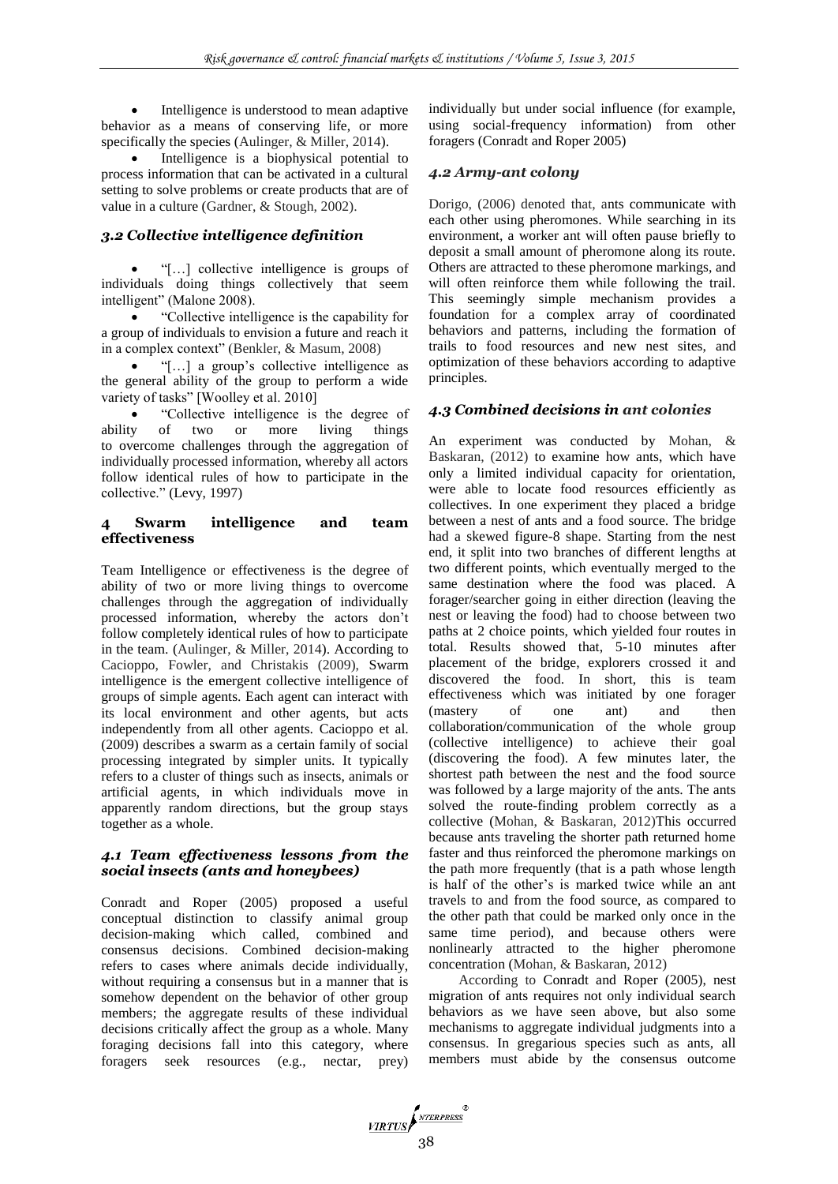- Intelligence is understood to mean adaptive behavior as a means of conserving life, or more specifically the species (Aulinger, & Miller, 2014).
- Intelligence is a biophysical potential to process information that can be activated in a cultural setting to solve problems or create products that are of value in a culture (Gardner, & Stough, 2002).

### *3.2 Collective intelligence definition*

- "[…] collective intelligence is groups of individuals doing things collectively that seem intelligent" (Malone 2008).
- "Collective intelligence is the capability for a group of individuals to envision a future and reach it in a complex context" (Benkler, & Masum, 2008)
- "[…] a group's collective intelligence as the general ability of the group to perform a wide variety of tasks" [Woolley et al. 2010]
- "Collective intelligence is the degree of ability of two or more living things to overcome challenges through the aggregation of individually processed information, whereby all actors follow identical rules of how to participate in the collective." (Levy, 1997)

## 4 Swarm intelligence and team effectiveness

Team Intelligence or effectiveness is the degree of ability of two or more living things to overcome challenges through the aggregation of individually processed information, whereby the actors don't follow completely identical rules of how to participate in the team. (Aulinger, & Miller, 2014). According to Cacioppo, Fowler, and Christakis (2009), Swarm intelligence is the emergent collective intelligence of groups of simple agents. Each agent can interact with its local environment and other agents, but acts independently from all other agents. Cacioppo et al. (2009) describes a swarm as a certain family of social processing integrated by simpler units. It typically refers to a cluster of things such as insects, animals or artificial agents, in which individuals move in apparently random directions, but the group stays together as a whole.

### *4.1 Team effectiveness lessons from the social insects (ants and honeybees)*

Conradt and Roper (2005) proposed a useful conceptual distinction to classify animal group decision-making which called, combined and consensus decisions. Combined decision-making refers to cases where animals decide individually, without requiring a consensus but in a manner that is somehow dependent on the behavior of other group members; the aggregate results of these individual decisions critically affect the group as a whole. Many foraging decisions fall into this category, where foragers seek resources (e.g., nectar, prey) individually but under social influence (for example, using social-frequency information) from other foragers (Conradt and Roper 2005)

### *4.2 Army-ant colony*

Dorigo, (2006) denoted that, ants communicate with each other using pheromones. While searching in its environment, a worker ant will often pause briefly to deposit a small amount of pheromone along its route. Others are attracted to these pheromone markings, and will often reinforce them while following the trail. This seemingly simple mechanism provides a foundation for a complex array of coordinated behaviors and patterns, including the formation of trails to food resources and new nest sites, and optimization of these behaviors according to adaptive principles.

### *4.3 Combined decisions in ant colonies*

An experiment was conducted by Mohan, & Baskaran, (2012) to examine how ants, which have only a limited individual capacity for orientation, were able to locate food resources efficiently as collectives. In one experiment they placed a bridge between a nest of ants and a food source. The bridge had a skewed figure-8 shape. Starting from the nest end, it split into two branches of different lengths at two different points, which eventually merged to the same destination where the food was placed. A forager/searcher going in either direction (leaving the nest or leaving the food) had to choose between two paths at 2 choice points, which yielded four routes in total. Results showed that, 5-10 minutes after placement of the bridge, explorers crossed it and discovered the food. In short, this is team effectiveness which was initiated by one forager (mastery of one ant) and then collaboration/communication of the whole group (collective intelligence) to achieve their goal (discovering the food). A few minutes later, the shortest path between the nest and the food source was followed by a large majority of the ants. The ants solved the route-finding problem correctly as a collective (Mohan, & Baskaran, 2012)This occurred because ants traveling the shorter path returned home faster and thus reinforced the pheromone markings on the path more frequently (that is a path whose length is half of the other's is marked twice while an ant travels to and from the food source, as compared to the other path that could be marked only once in the same time period), and because others were nonlinearly attracted to the higher pheromone concentration (Mohan, & Baskaran, 2012)

According to Conradt and Roper (2005), nest migration of ants requires not only individual search behaviors as we have seen above, but also some mechanisms to aggregate individual judgments into a consensus. In gregarious species such as ants, all members must abide by the consensus outcome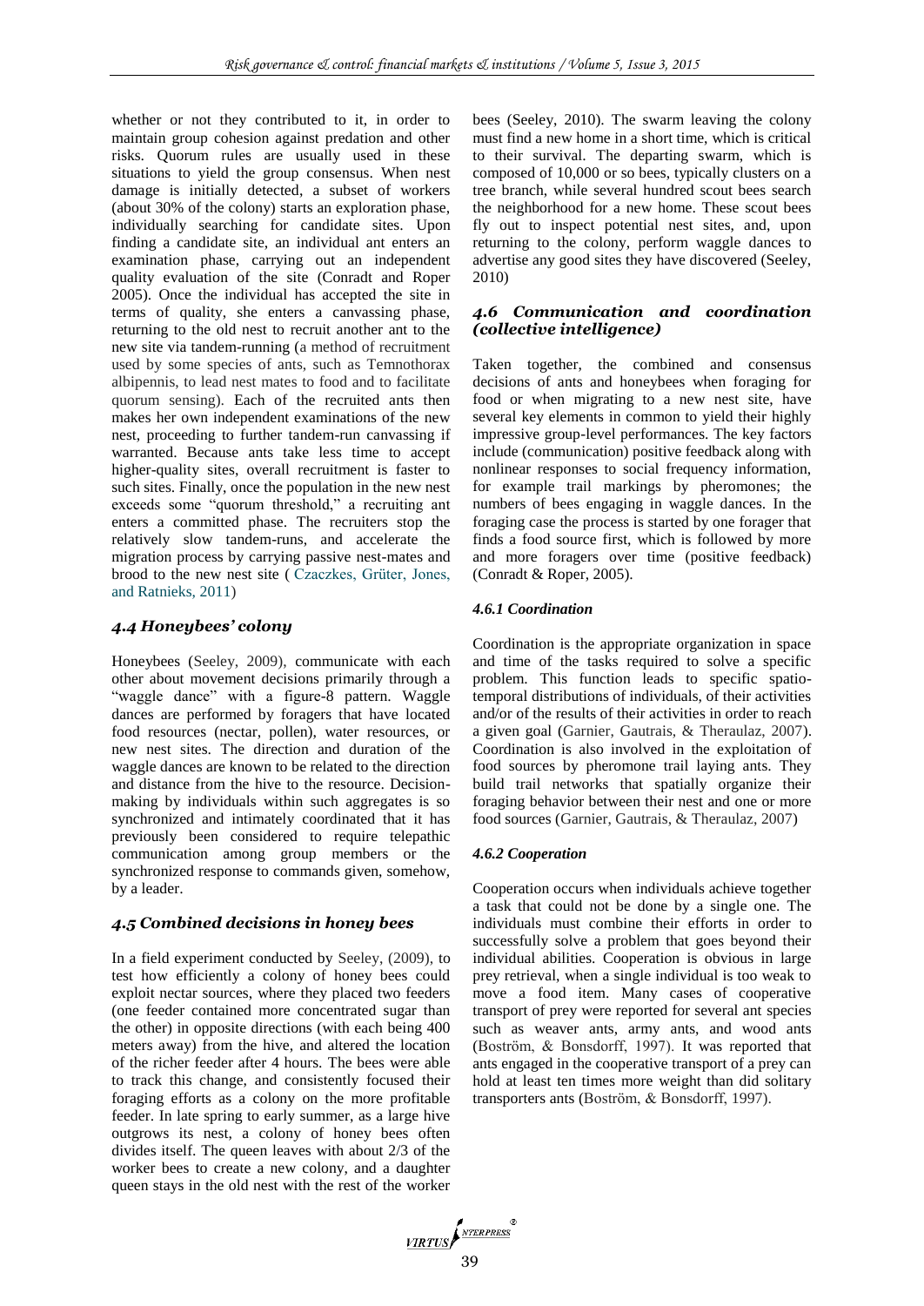whether or not they contributed to it, in order to maintain group cohesion against predation and other risks. Quorum rules are usually used in these situations to yield the group consensus. When nest damage is initially detected, a subset of workers (about 30% of the colony) starts an exploration phase, individually searching for candidate sites. Upon finding a candidate site, an individual ant enters an examination phase, carrying out an independent quality evaluation of the site (Conradt and Roper 2005). Once the individual has accepted the site in terms of quality, she enters a canvassing phase, returning to the old nest to recruit another ant to the new site via tandem-running (a method of recruitment used by some species of ants, such as Temnothorax albipennis, to lead nest mates to food and to facilitate quorum sensing). Each of the recruited ants then makes her own independent examinations of the new nest, proceeding to further tandem-run canvassing if warranted. Because ants take less time to accept higher-quality sites, overall recruitment is faster to such sites. Finally, once the population in the new nest exceeds some "quorum threshold," a recruiting ant enters a committed phase. The recruiters stop the relatively slow tandem-runs, and accelerate the migration process by carrying passive nest-mates and brood to the new nest site ( Czaczkes, Grüter, Jones, and Ratnieks, 2011)

### *4.4 Honeybees' colony*

Honeybees (Seeley, 2009), communicate with each other about movement decisions primarily through a "waggle dance" with a figure-8 pattern. Waggle dances are performed by foragers that have located food resources (nectar, pollen), water resources, or new nest sites. The direction and duration of the waggle dances are known to be related to the direction and distance from the hive to the resource. Decision-making by individuals within such aggregates is so synchronized and intimately coordinated that it has previously been considered to require telepathic communication among group members or the synchronized response to commands given, somehow, by a leader.

### *4.5 Combined decisions in honey bees*

In a field experiment conducted by Seeley, (2009), to test how efficiently a colony of honey bees could exploit nectar sources, where they placed two feeders (one feeder contained more concentrated sugar than the other) in opposite directions (with each being 400 meters away) from the hive, and altered the location of the richer feeder after 4 hours. The bees were able to track this change, and consistently focused their foraging efforts as a colony on the more profitable feeder. In late spring to early summer, as a large hive outgrows its nest, a colony of honey bees often divides itself. The queen leaves with about 2/3 of the worker bees to create a new colony, and a daughter queen stays in the old nest with the rest of the worker bees (Seeley, 2010). The swarm leaving the colony must find a new home in a short time, which is critical to their survival. The departing swarm, which is composed of 10,000 or so bees, typically clusters on a tree branch, while several hundred scout bees search the neighborhood for a new home. These scout bees fly out to inspect potential nest sites, and, upon returning to the colony, perform waggle dances to advertise any good sites they have discovered (Seeley, 2010)

### *4.6 Communication and coordination (collective intelligence)*

Taken together, the combined and consensus decisions of ants and honeybees when foraging for food or when migrating to a new nest site, have several key elements in common to yield their highly impressive group-level performances. The key factors include (communication) positive feedback along with nonlinear responses to social frequency information, for example trail markings by pheromones; the numbers of bees engaging in waggle dances. In the foraging case the process is started by one forager that finds a food source first, which is followed by more and more foragers over time (positive feedback) (Conradt & Roper, 2005).

#### *4.6.1 Coordination*

Coordination is the appropriate organization in space and time of the tasks required to solve a specific problem. This function leads to specific spatio-temporal distributions of individuals, of their activities and/or of the results of their activities in order to reach a given goal (Garnier, Gautrais, & Theraulaz, 2007). Coordination is also involved in the exploitation of food sources by pheromone trail laying ants. They build trail networks that spatially organize their foraging behavior between their nest and one or more food sources (Garnier, Gautrais, & Theraulaz, 2007)

#### *4.6.2 Cooperation*

Cooperation occurs when individuals achieve together a task that could not be done by a single one. The individuals must combine their efforts in order to successfully solve a problem that goes beyond their individual abilities. Cooperation is obvious in large prey retrieval, when a single individual is too weak to move a food item. Many cases of cooperative transport of prey were reported for several ant species such as weaver ants, army ants, and wood ants (Boström, & Bonsdorff, 1997). It was reported that ants engaged in the cooperative transport of a prey can hold at least ten times more weight than did solitary transporters ants (Boström, & Bonsdorff, 1997).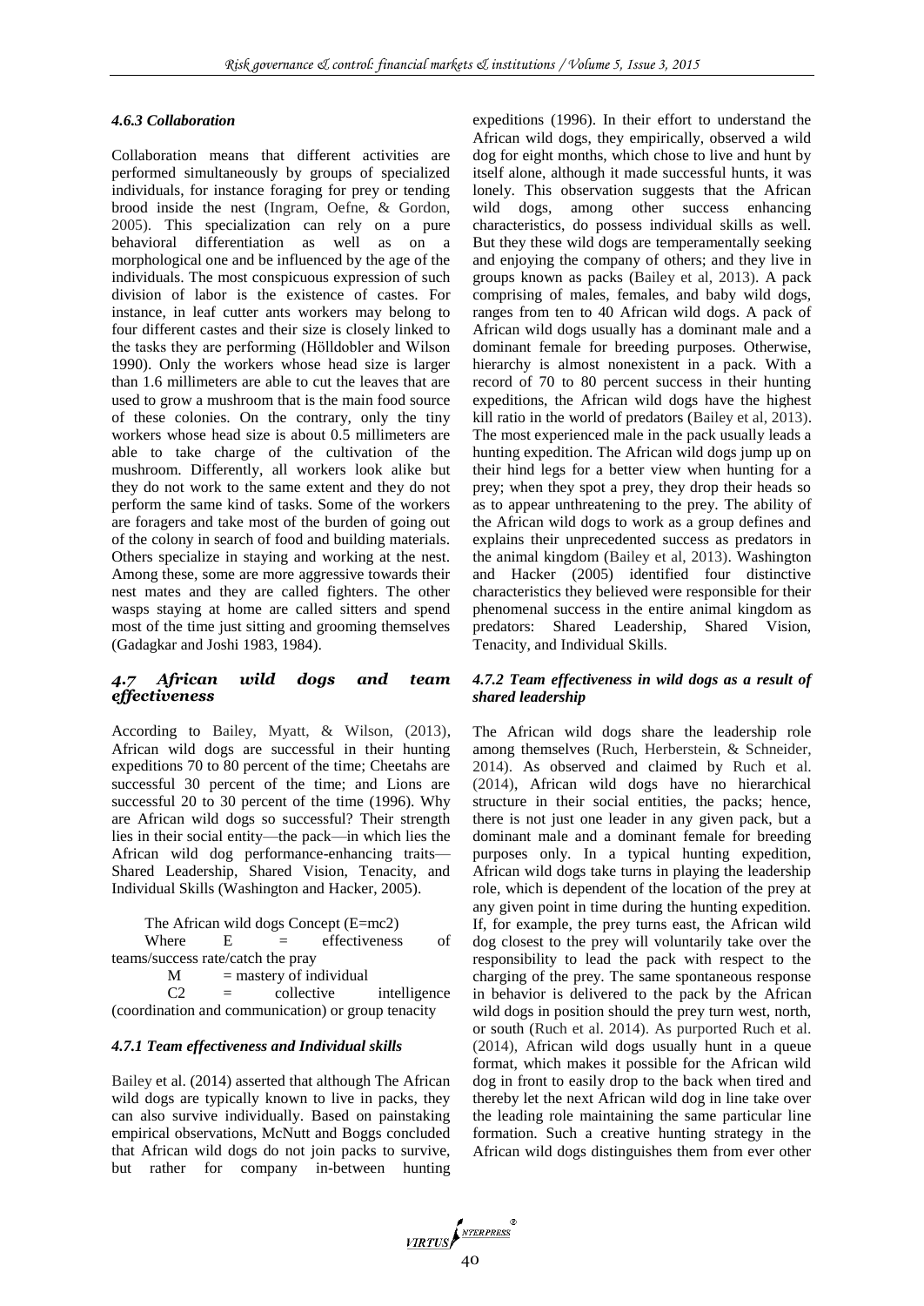#### *4.6.3 Collaboration*

Collaboration means that different activities are performed simultaneously by groups of specialized individuals, for instance foraging for prey or tending brood inside the nest (Ingram, Oefne, & Gordon, 2005). This specialization can rely on a pure behavioral differentiation as well as on a morphological one and be influenced by the age of the individuals. The most conspicuous expression of such division of labor is the existence of castes. For instance, in leaf cutter ants workers may belong to four different castes and their size is closely linked to the tasks they are performing (Hölldobler and Wilson 1990). Only the workers whose head size is larger than 1.6 millimeters are able to cut the leaves that are used to grow a mushroom that is the main food source of these colonies. On the contrary, only the tiny workers whose head size is about 0.5 millimeters are able to take charge of the cultivation of the mushroom. Differently, all workers look alike but they do not work to the same extent and they do not perform the same kind of tasks. Some of the workers are foragers and take most of the burden of going out of the colony in search of food and building materials. Others specialize in staying and working at the nest. Among these, some are more aggressive towards their nest mates and they are called fighters. The other wasps staying at home are called sitters and spend most of the time just sitting and grooming themselves (Gadagkar and Joshi 1983, 1984).

### *4.7 African wild dogs and team effectiveness*

According to Bailey, Myatt, & Wilson, (2013), African wild dogs are successful in their hunting expeditions 70 to 80 percent of the time; Cheetahs are successful 30 percent of the time; and Lions are successful 20 to 30 percent of the time (1996). Why are African wild dogs so successful? Their strength lies in their social entity—the pack—in which lies the African wild dog performance-enhancing traits—Shared Leadership, Shared Vision, Tenacity, and Individual Skills (Washington and Hacker, 2005).

The African wild dogs Concept (E=mc2)

Where E = effectiveness of teams/success rate/catch the pray

M = mastery of individual

C2 = collective intelligence (coordination and communication) or group tenacity

#### *4.7.1 Team effectiveness and Individual skills*

Bailey et al. (2014) asserted that although The African wild dogs are typically known to live in packs, they can also survive individually. Based on painstaking empirical observations, McNutt and Boggs concluded that African wild dogs do not join packs to survive, but rather for company in-between hunting expeditions (1996). In their effort to understand the African wild dogs, they empirically, observed a wild dog for eight months, which chose to live and hunt by itself alone, although it made successful hunts, it was lonely. This observation suggests that the African wild dogs, among other success enhancing characteristics, do possess individual skills as well. But they these wild dogs are temperamentally seeking and enjoying the company of others; and they live in groups known as packs (Bailey et al, 2013). A pack comprising of males, females, and baby wild dogs, ranges from ten to 40 African wild dogs. A pack of African wild dogs usually has a dominant male and a dominant female for breeding purposes. Otherwise, hierarchy is almost nonexistent in a pack. With a record of 70 to 80 percent success in their hunting expeditions, the African wild dogs have the highest kill ratio in the world of predators (Bailey et al, 2013). The most experienced male in the pack usually leads a hunting expedition. The African wild dogs jump up on their hind legs for a better view when hunting for a prey; when they spot a prey, they drop their heads so as to appear unthreatening to the prey. The ability of the African wild dogs to work as a group defines and explains their unprecedented success as predators in the animal kingdom (Bailey et al, 2013). Washington and Hacker (2005) identified four distinctive characteristics they believed were responsible for their phenomenal success in the entire animal kingdom as predators: Shared Leadership, Shared Vision, Tenacity, and Individual Skills.

#### *4.7.2 Team effectiveness in wild dogs as a result of shared leadership*

The African wild dogs share the leadership role among themselves (Ruch, Herberstein, & Schneider, 2014). As observed and claimed by Ruch et al. (2014), African wild dogs have no hierarchical structure in their social entities, the packs; hence, there is not just one leader in any given pack, but a dominant male and a dominant female for breeding purposes only. In a typical hunting expedition, African wild dogs take turns in playing the leadership role, which is dependent of the location of the prey at any given point in time during the hunting expedition. If, for example, the prey turns east, the African wild dog closest to the prey will voluntarily take over the responsibility to lead the pack with respect to the charging of the prey. The same spontaneous response in behavior is delivered to the pack by the African wild dogs in position should the prey turn west, north, or south (Ruch et al. 2014). As purported Ruch et al. (2014), African wild dogs usually hunt in a queue format, which makes it possible for the African wild dog in front to easily drop to the back when tired and thereby let the next African wild dog in line take over the leading role maintaining the same particular line formation. Such a creative hunting strategy in the African wild dogs distinguishes them from ever other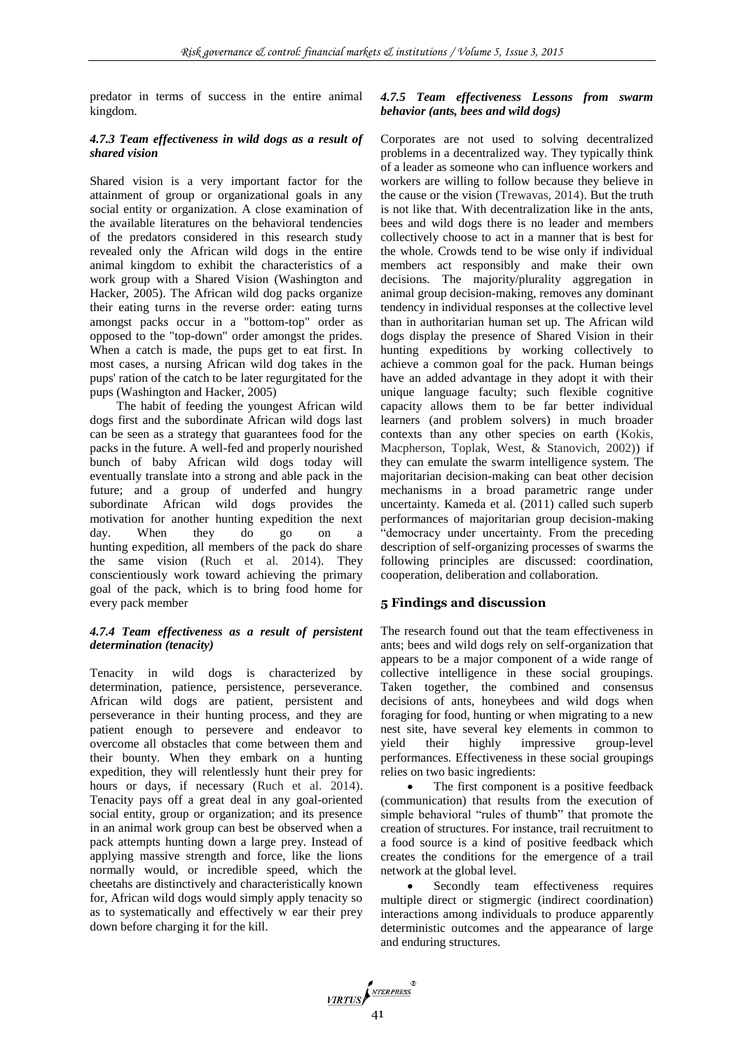predator in terms of success in the entire animal kingdom.

### *4.7.3 Team effectiveness in wild dogs as a result of shared vision*

Shared vision is a very important factor for the attainment of group or organizational goals in any social entity or organization. A close examination of the available literatures on the behavioral tendencies of the predators considered in this research study revealed only the African wild dogs in the entire animal kingdom to exhibit the characteristics of a work group with a Shared Vision (Washington and Hacker, 2005). The African wild dog packs organize their eating turns in the reverse order: eating turns amongst packs occur in a "bottom-top" order as opposed to the "top-down" order amongst the prides. When a catch is made, the pups get to eat first. In most cases, a nursing African wild dog takes in the pups' ration of the catch to be later regurgitated for the pups (Washington and Hacker, 2005)

The habit of feeding the youngest African wild dogs first and the subordinate African wild dogs last can be seen as a strategy that guarantees food for the packs in the future. A well-fed and properly nourished bunch of baby African wild dogs today will eventually translate into a strong and able pack in the future; and a group of underfed and hungry subordinate African wild dogs provides the motivation for another hunting expedition the next day. When they do go on a hunting expedition, all members of the pack do share the same vision (Ruch et al. 2014). They conscientiously work toward achieving the primary goal of the pack, which is to bring food home for every pack member

### *4.7.4 Team effectiveness as a result of persistent determination (tenacity)*

Tenacity in wild dogs is characterized by determination, patience, persistence, perseverance. African wild dogs are patient, persistent and perseverance in their hunting process, and they are patient enough to persevere and endeavor to overcome all obstacles that come between them and their bounty. When they embark on a hunting expedition, they will relentlessly hunt their prey for hours or days, if necessary (Ruch et al. 2014). Tenacity pays off a great deal in any goal-oriented social entity, group or organization; and its presence in an animal work group can best be observed when a pack attempts hunting down a large prey. Instead of applying massive strength and force, like the lions normally would, or incredible speed, which the cheetahs are distinctively and characteristically known for, African wild dogs would simply apply tenacity so as to systematically and effectively w ear their prey down before charging it for the kill.

### *4.7.5 Team effectiveness Lessons from swarm behavior (ants, bees and wild dogs)*

Corporates are not used to solving decentralized problems in a decentralized way. They typically think of a leader as someone who can influence workers and workers are willing to follow because they believe in the cause or the vision (Trewavas, 2014). But the truth is not like that. With decentralization like in the ants, bees and wild dogs there is no leader and members collectively choose to act in a manner that is best for the whole. Crowds tend to be wise only if individual members act responsibly and make their own decisions. The majority/plurality aggregation in animal group decision-making, removes any dominant tendency in individual responses at the collective level than in authoritarian human set up. The African wild dogs display the presence of Shared Vision in their hunting expeditions by working collectively to achieve a common goal for the pack. Human beings have an added advantage in they adopt it with their unique language faculty; such flexible cognitive capacity allows them to be far better individual learners (and problem solvers) in much broader contexts than any other species on earth (Kokis, Macpherson, Toplak, West, & Stanovich, 2002)) if they can emulate the swarm intelligence system. The majoritarian decision-making can beat other decision mechanisms in a broad parametric range under uncertainty. Kameda et al. (2011) called such superb performances of majoritarian group decision-making "democracy under uncertainty. From the preceding description of self-organizing processes of swarms the following principles are discussed: coordination, cooperation, deliberation and collaboration.

## 5 Findings and discussion

The research found out that the team effectiveness in ants; bees and wild dogs rely on self-organization that appears to be a major component of a wide range of collective intelligence in these social groupings. Taken together, the combined and consensus decisions of ants, honeybees and wild dogs when foraging for food, hunting or when migrating to a new nest site, have several key elements in common to yield their highly impressive group-level performances. Effectiveness in these social groupings relies on two basic ingredients:

- The first component is a positive feedback (communication) that results from the execution of simple behavioral "rules of thumb" that promote the creation of structures. For instance, trail recruitment to a food source is a kind of positive feedback which creates the conditions for the emergence of a trail network at the global level.
- Secondly team effectiveness requires multiple direct or stigmergic (indirect coordination) interactions among individuals to produce apparently deterministic outcomes and the appearance of large and enduring structures.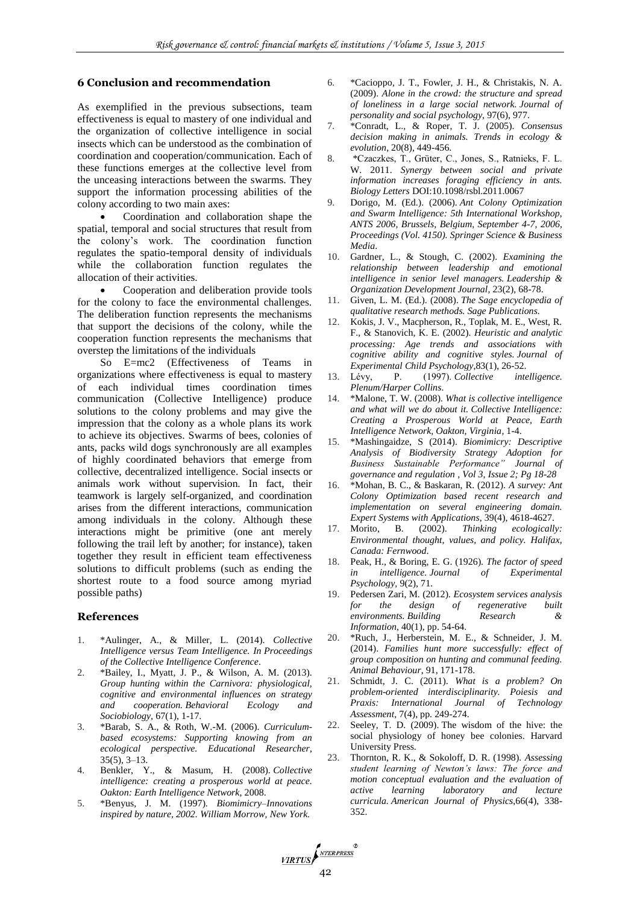## 6 Conclusion and recommendation

As exemplified in the previous subsections, team effectiveness is equal to mastery of one individual and the organization of collective intelligence in social insects which can be understood as the combination of coordination and cooperation/communication. Each of these functions emerges at the collective level from the unceasing interactions between the swarms. They support the information processing abilities of the colony according to two main axes:

- Coordination and collaboration shape the spatial, temporal and social structures that result from the colony's work. The coordination function regulates the spatio-temporal density of individuals while the collaboration function regulates the allocation of their activities.
- Cooperation and deliberation provide tools for the colony to face the environmental challenges. The deliberation function represents the mechanisms that support the decisions of the colony, while the cooperation function represents the mechanisms that overstep the limitations of the individuals

So E=mc2 (Effectiveness of Teams in organizations where effectiveness is equal to mastery of each individual times coordination times communication (Collective Intelligence) produce solutions to the colony problems and may give the impression that the colony as a whole plans its work to achieve its objectives. Swarms of bees, colonies of ants, packs wild dogs synchronously are all examples of highly coordinated behaviors that emerge from collective, decentralized intelligence. Social insects or animals work without supervision. In fact, their teamwork is largely self-organized, and coordination arises from the different interactions, communication among individuals in the colony. Although these interactions might be primitive (one ant merely following the trail left by another; for instance), taken together they result in efficient team effectiveness solutions to difficult problems (such as ending the shortest route to a food source among myriad possible paths)

## References

1. *Aulinger, A., & Miller, L. (2014). *Collective Intelligence versus Team Intelligence. In Proceedings of the Collective Intelligence Conference*.
2. *Bailey, I., Myatt, J. P., & Wilson, A. M. (2013). *Group hunting within the Carnivora: physiological, cognitive and environmental influences on strategy and cooperation. Behavioral Ecology and Sociobiology*, 67(1), 1-17.
3. *Barab, S. A., & Roth, W.-M. (2006). *Curriculum-based ecosystems: Supporting knowing from an ecological perspective. Educational Researcher*, 35(5), 3–13.
4. Benkler, Y., & Masum, H. (2008). *Collective intelligence: creating a prosperous world at peace. Oakton: Earth Intelligence Network*, 2008.
5. *Benyus, J. M. (1997). *Biomimicry–Innovations inspired by nature, 2002. William Morrow, New York.*
6. *Cacioppo, J. T., Fowler, J. H., & Christakis, N. A. (2009). *Alone in the crowd: the structure and spread of loneliness in a large social network. Journal of personality and social psychology*, 97(6), 977.
7. *Conradt, L., & Roper, T. J. (2005). *Consensus decision making in animals. Trends in ecology & evolution*, 20(8), 449-456.
8. *Czaczkes, T., Grüter, C., Jones, S., Ratnieks, F. L. W. 2011. *Synergy between social and private information increases foraging efficiency in ants. Biology Letters* DOI:10.1098/rsbl.2011.0067
9. Dorigo, M. (Ed.). (2006). *Ant Colony Optimization and Swarm Intelligence: 5th International Workshop, ANTS 2006, Brussels, Belgium, September 4-7, 2006, Proceedings (Vol. 4150). Springer Science & Business Media*.
10. Gardner, L., & Stough, C. (2002). *Examining the relationship between leadership and emotional intelligence in senior level managers. Leadership & Organization Development Journal*, 23(2), 68-78.
11. Given, L. M. (Ed.). (2008). *The Sage encyclopedia of qualitative research methods. Sage Publications*.
12. Kokis, J. V., Macpherson, R., Toplak, M. E., West, R. F., & Stanovich, K. E. (2002). *Heuristic and analytic processing: Age trends and associations with cognitive ability and cognitive styles. Journal of Experimental Child Psychology*,83(1), 26-52.
13. Lévy, P. (1997). *Collective intelligence. Plenum/Harper Collins*.
14. *Malone, T. W. (2008). *What is collective intelligence and what will we do about it. Collective Intelligence: Creating a Prosperous World at Peace, Earth Intelligence Network, Oakton, Virginia*, 1-4.
15. *Mashingaidze, S (2014). *Biomimicry: Descriptive Analysis of Biodiversity Strategy Adoption for Business Sustainable Performance" Journal of governance and regulation , Vol 3, Issue 2; Pg 18-28*
16. *Mohan, B. C., & Baskaran, R. (2012). *A survey: Ant Colony Optimization based recent research and implementation on several engineering domain. Expert Systems with Applications*, 39(4), 4618-4627.
17. Morito, B. (2002). *Thinking ecologically: Environmental thought, values, and policy. Halifax, Canada: Fernwood*.
18. Peak, H., & Boring, E. G. (1926). *The factor of speed in intelligence. Journal of Experimental Psychology*, 9(2), 71.
19. Pedersen Zari, M. (2012). *Ecosystem services analysis for the design of regenerative built environments. Building Research & Information*, 40(1), pp. 54-64.
20. *Ruch, J., Herberstein, M. E., & Schneider, J. M. (2014). *Families hunt more successfully: effect of group composition on hunting and communal feeding. Animal Behaviour*, 91, 171-178.
21. Schmidt, J. C. (2011). *What is a problem? On problem-oriented interdisciplinarity. Poiesis and Praxis: International Journal of Technology Assessment*, 7(4), pp. 249-274.
22. Seeley, T. D. (2009). The wisdom of the hive: the social physiology of honey bee colonies. Harvard University Press.
23. Thornton, R. K., & Sokoloff, D. R. (1998). *Assessing student learning of Newton's laws: The force and motion conceptual evaluation and the evaluation of active learning laboratory and lecture curricula. American Journal of Physics*,66(4), 338-352.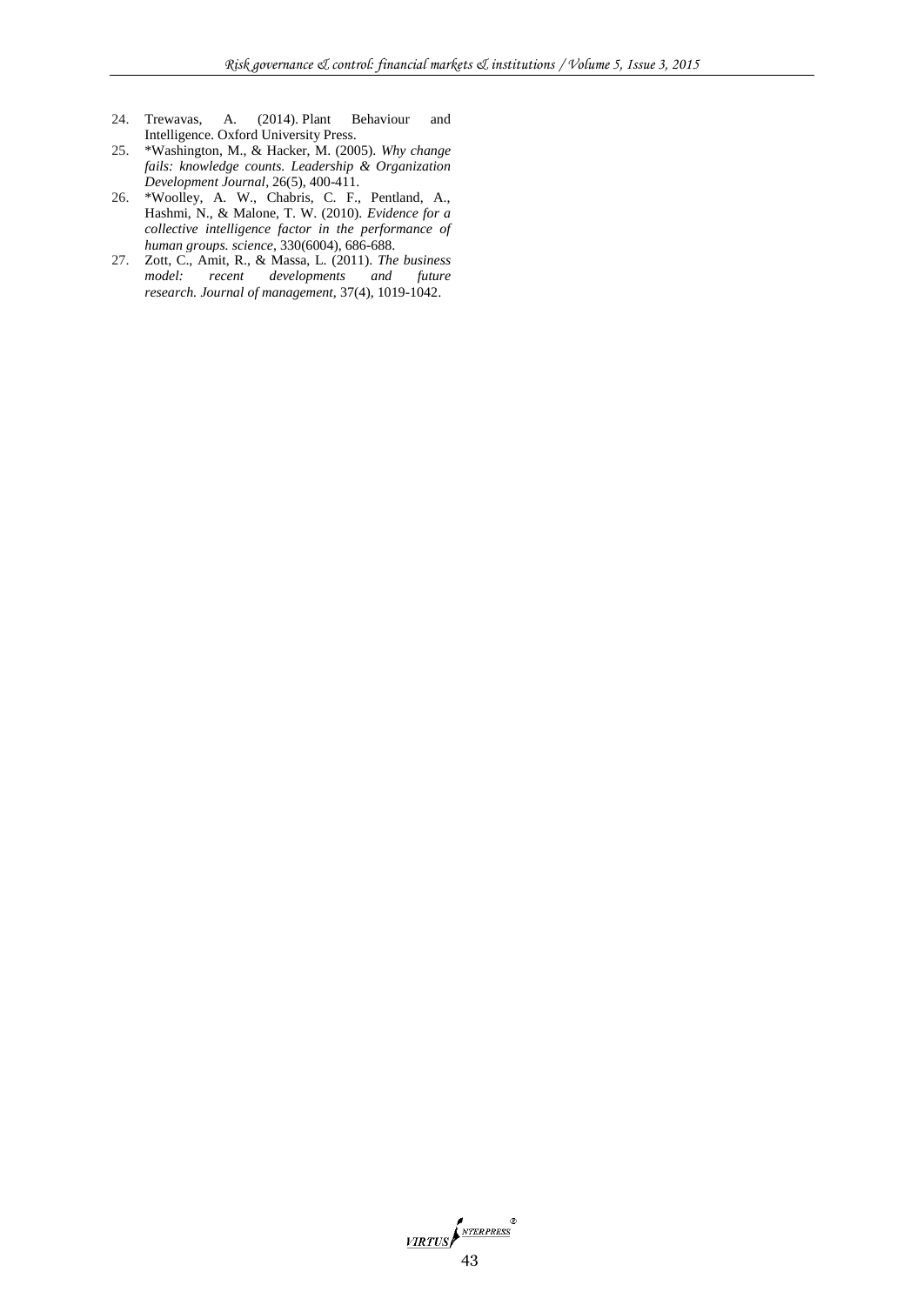24. Trewavas, A. (2014). Plant Behaviour and Intelligence. Oxford University Press.
25. *Washington, M., & Hacker, M. (2005). *Why change fails: knowledge counts. Leadership & Organization Development Journal*, 26(5), 400-411.
26. *Woolley, A. W., Chabris, C. F., Pentland, A., Hashmi, N., & Malone, T. W. (2010). *Evidence for a collective intelligence factor in the performance of human groups. science*, 330(6004), 686-688.
27. Zott, C., Amit, R., & Massa, L. (2011). *The business model: recent developments and future research. Journal of management*, 37(4), 1019-1042.